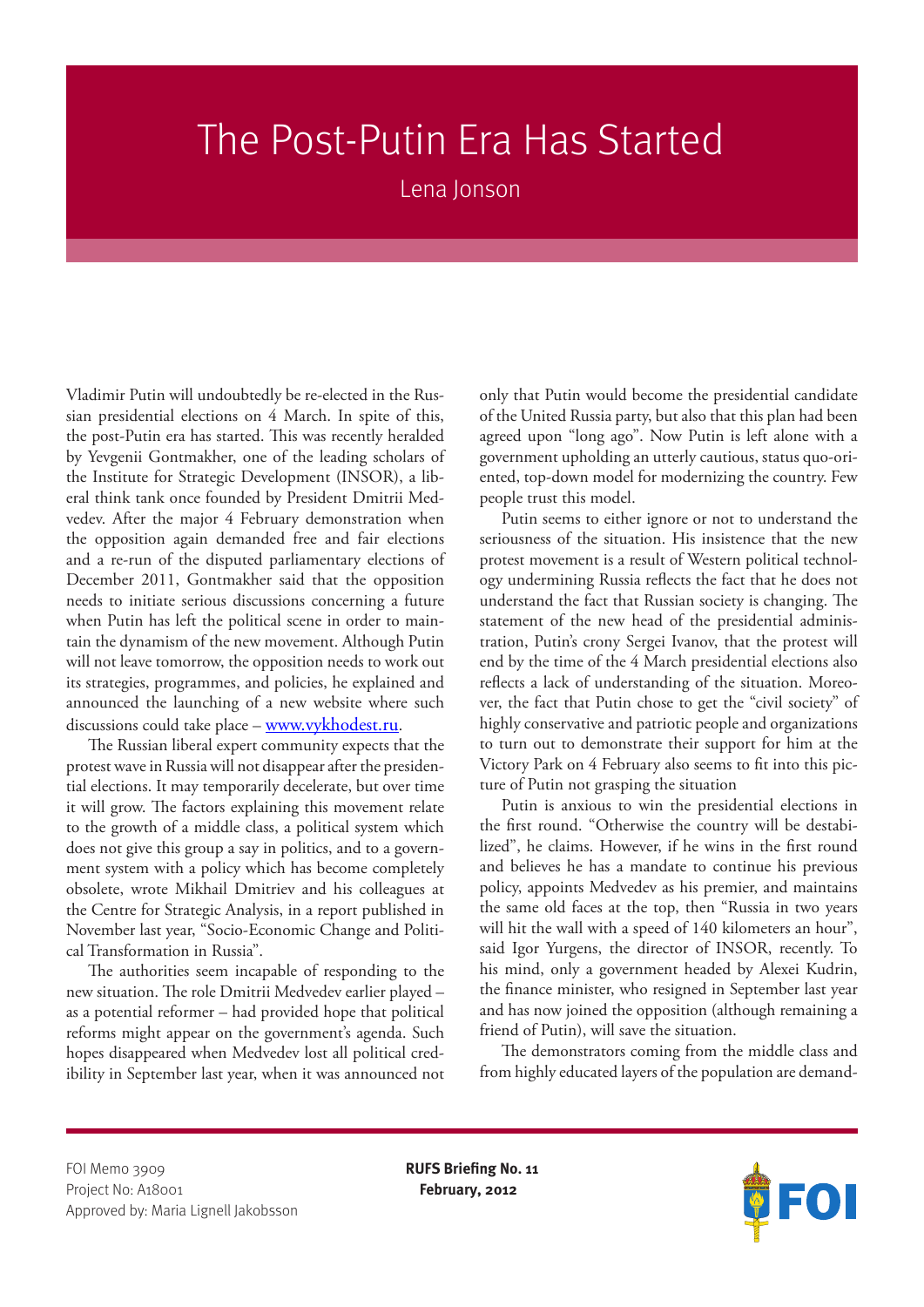# The Post-Putin Era Has Started

Lena Jonson

Vladimir Putin will undoubtedly be re-elected in the Russian presidential elections on 4 March. In spite of this, the post-Putin era has started. This was recently heralded by Yevgenii Gontmakher, one of the leading scholars of the Institute for Strategic Development (INSOR), a liberal think tank once founded by President Dmitrii Medvedev. After the major 4 February demonstration when the opposition again demanded free and fair elections and a re-run of the disputed parliamentary elections of December 2011, Gontmakher said that the opposition needs to initiate serious discussions concerning a future when Putin has left the political scene in order to maintain the dynamism of the new movement. Although Putin will not leave tomorrow, the opposition needs to work out its strategies, programmes, and policies, he explained and announced the launching of a new website where such discussions could take place – www.vykhodest.ru.

The Russian liberal expert community expects that the protest wave in Russia will not disappear after the presidential elections. It may temporarily decelerate, but over time it will grow. The factors explaining this movement relate to the growth of a middle class, a political system which does not give this group a say in politics, and to a government system with a policy which has become completely obsolete, wrote Mikhail Dmitriev and his colleagues at the Centre for Strategic Analysis, in a report published in November last year, "Socio-Economic Change and Political Transformation in Russia".

The authorities seem incapable of responding to the new situation. The role Dmitrii Medvedev earlier played – as a potential reformer – had provided hope that political reforms might appear on the government's agenda. Such hopes disappeared when Medvedev lost all political credibility in September last year, when it was announced not only that Putin would become the presidential candidate of the United Russia party, but also that this plan had been agreed upon "long ago". Now Putin is left alone with a government upholding an utterly cautious, status quo-oriented, top-down model for modernizing the country. Few people trust this model.

Putin seems to either ignore or not to understand the seriousness of the situation. His insistence that the new protest movement is a result of Western political technology undermining Russia reflects the fact that he does not understand the fact that Russian society is changing. The statement of the new head of the presidential administration, Putin's crony Sergei Ivanov, that the protest will end by the time of the 4 March presidential elections also reflects a lack of understanding of the situation. Moreover, the fact that Putin chose to get the "civil society" of highly conservative and patriotic people and organizations to turn out to demonstrate their support for him at the Victory Park on 4 February also seems to fit into this picture of Putin not grasping the situation

Putin is anxious to win the presidential elections in the first round. "Otherwise the country will be destabilized", he claims. However, if he wins in the first round and believes he has a mandate to continue his previous policy, appoints Medvedev as his premier, and maintains the same old faces at the top, then "Russia in two years will hit the wall with a speed of 140 kilometers an hour", said Igor Yurgens, the director of INSOR, recently. To his mind, only a government headed by Alexei Kudrin, the finance minister, who resigned in September last year and has now joined the opposition (although remaining a friend of Putin), will save the situation.

The demonstrators coming from the middle class and from highly educated layers of the population are demand-

FOI Memo 3909
Project No: A18001
Approved by: Maria Lignell Jakobsson

**RUFS Briefing No. 11**
**February, 2012**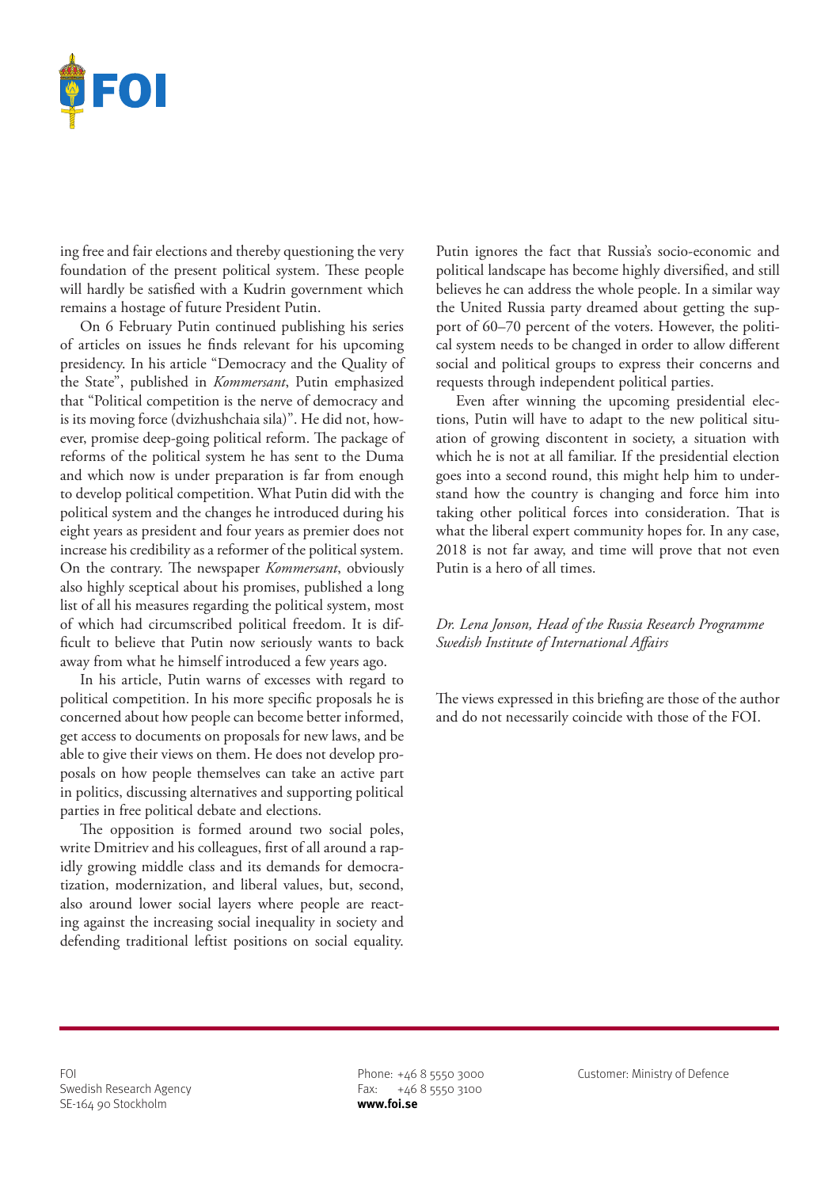ing free and fair elections and thereby questioning the very foundation of the present political system. These people will hardly be satisfied with a Kudrin government which remains a hostage of future President Putin.

On 6 February Putin continued publishing his series of articles on issues he finds relevant for his upcoming presidency. In his article "Democracy and the Quality of the State", published in *Kommersant*, Putin emphasized that "Political competition is the nerve of democracy and is its moving force (dvizhushchaia sila)". He did not, however, promise deep-going political reform. The package of reforms of the political system he has sent to the Duma and which now is under preparation is far from enough to develop political competition. What Putin did with the political system and the changes he introduced during his eight years as president and four years as premier does not increase his credibility as a reformer of the political system. On the contrary. The newspaper *Kommersant*, obviously also highly sceptical about his promises, published a long list of all his measures regarding the political system, most of which had circumscribed political freedom. It is difficult to believe that Putin now seriously wants to back away from what he himself introduced a few years ago.

In his article, Putin warns of excesses with regard to political competition. In his more specific proposals he is concerned about how people can become better informed, get access to documents on proposals for new laws, and be able to give their views on them. He does not develop proposals on how people themselves can take an active part in politics, discussing alternatives and supporting political parties in free political debate and elections.

The opposition is formed around two social poles, write Dmitriev and his colleagues, first of all around a rapidly growing middle class and its demands for democratization, modernization, and liberal values, but, second, also around lower social layers where people are reacting against the increasing social inequality in society and defending traditional leftist positions on social equality. Putin ignores the fact that Russia's socio-economic and political landscape has become highly diversified, and still believes he can address the whole people. In a similar way the United Russia party dreamed about getting the support of 60–70 percent of the voters. However, the political system needs to be changed in order to allow different social and political groups to express their concerns and requests through independent political parties.

Even after winning the upcoming presidential elections, Putin will have to adapt to the new political situation of growing discontent in society, a situation with which he is not at all familiar. If the presidential election goes into a second round, this might help him to understand how the country is changing and force him into taking other political forces into consideration. That is what the liberal expert community hopes for. In any case, 2018 is not far away, and time will prove that not even Putin is a hero of all times.

*Dr. Lena Jonson, Head of the Russia Research Programme*
*Swedish Institute of International Affairs*

The views expressed in this briefing are those of the author and do not necessarily coincide with those of the FOI.

FOI
Swedish Research Agency
SE-164 90 Stockholm

Phone: +46 8 5550 3000
Fax: +46 8 5550 3100
**www.foi.se**

Customer: Ministry of Defence